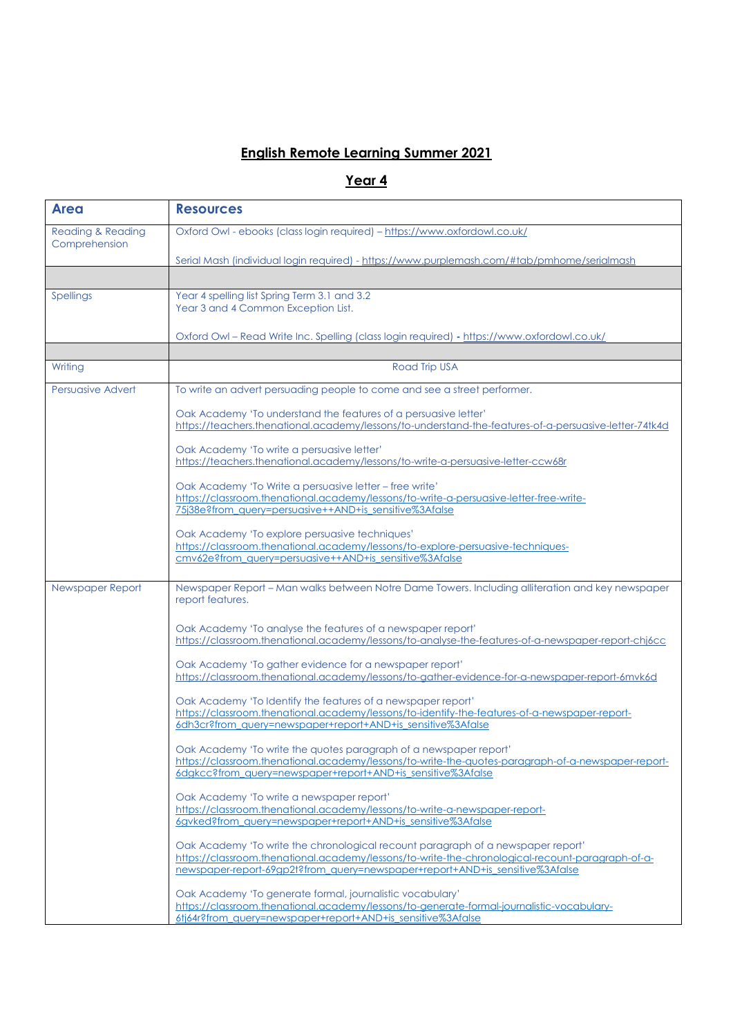# English Remote Learning Summer 2021

## Year 4

| Area | Resources |
|---|---|
| Reading & Reading Comprehension | Oxford Owl - ebooks (class login required) – https://www.oxfordowl.co.uk/<br><br>Serial Mash (individual login required) - https://www.purplemash.com/#tab/pmhome/serialmash |
| | |
| Spellings | Year 4 spelling list Spring Term 3.1 and 3.2<br>Year 3 and 4 Common Exception List.<br><br>Oxford Owl – Read Write Inc. Spelling (class login required) - https://www.oxfordowl.co.uk/ |
| | |
| Writing | Road Trip USA |
| Persuasive Advert | To write an advert persuading people to come and see a street performer.<br><br>Oak Academy 'To understand the features of a persuasive letter'<br>https://teachers.thenational.academy/lessons/to-understand-the-features-of-a-persuasive-letter-74tk4d<br><br>Oak Academy 'To write a persuasive letter'<br>https://teachers.thenational.academy/lessons/to-write-a-persuasive-letter-ccw68r<br><br>Oak Academy 'To Write a persuasive letter – free write'<br>https://classroom.thenational.academy/lessons/to-write-a-persuasive-letter-free-write-75j38e?from_query=persuasive++AND+is_sensitive%3Afalse<br><br>Oak Academy 'To explore persuasive techniques'<br>https://classroom.thenational.academy/lessons/to-explore-persuasive-techniques-cmv62e?from_query=persuasive++AND+is_sensitive%3Afalse |
| Newspaper Report | Newspaper Report – Man walks between Notre Dame Towers. Including alliteration and key newspaper report features.<br><br>Oak Academy 'To analyse the features of a newspaper report'<br>https://classroom.thenational.academy/lessons/to-analyse-the-features-of-a-newspaper-report-chj6cc<br><br>Oak Academy 'To gather evidence for a newspaper report'<br>https://classroom.thenational.academy/lessons/to-gather-evidence-for-a-newspaper-report-6mvk6d<br><br>Oak Academy 'To Identify the features of a newspaper report'<br>https://classroom.thenational.academy/lessons/to-identify-the-features-of-a-newspaper-report-6dh3cr?from_query=newspaper+report+AND+is_sensitive%3Afalse<br><br>Oak Academy 'To write the quotes paragraph of a newspaper report'<br>https://classroom.thenational.academy/lessons/to-write-the-quotes-paragraph-of-a-newspaper-report-6dgkcc?from_query=newspaper+report+AND+is_sensitive%3Afalse<br><br>Oak Academy 'To write a newspaper report'<br>https://classroom.thenational.academy/lessons/to-write-a-newspaper-report-6gvked?from_query=newspaper+report+AND+is_sensitive%3Afalse<br><br>Oak Academy 'To write the chronological recount paragraph of a newspaper report'<br>https://classroom.thenational.academy/lessons/to-write-the-chronological-recount-paragraph-of-a-newspaper-report-69gp2t?from_query=newspaper+report+AND+is_sensitive%3Afalse<br><br>Oak Academy 'To generate formal, journalistic vocabulary'<br>https://classroom.thenational.academy/lessons/to-generate-formal-journalistic-vocabulary-6tj64r?from_query=newspaper+report+AND+is_sensitive%3Afalse |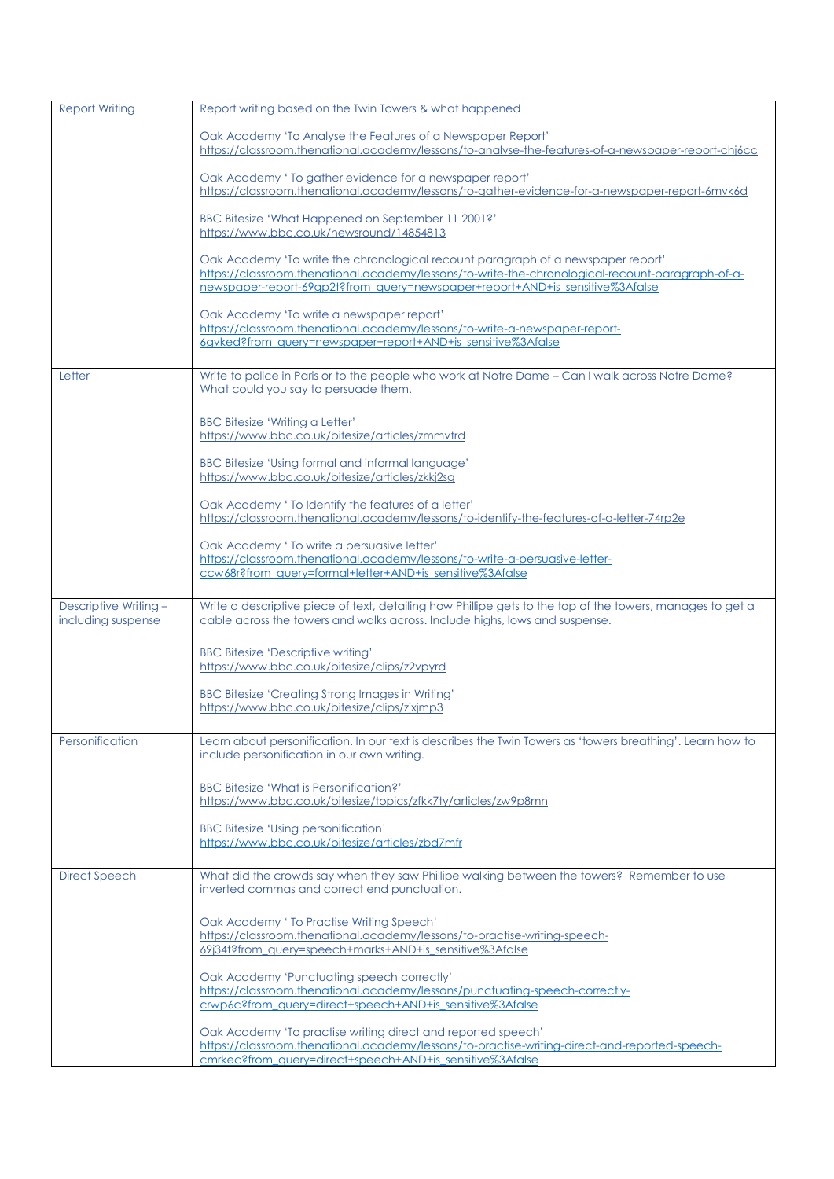| | |
|---|---|
| Report Writing | Report writing based on the Twin Towers & what happened<br><br>Oak Academy 'To Analyse the Features of a Newspaper Report'<br>https://classroom.thenational.academy/lessons/to-analyse-the-features-of-a-newspaper-report-chj6cc<br><br>Oak Academy ' To gather evidence for a newspaper report'<br>https://classroom.thenational.academy/lessons/to-gather-evidence-for-a-newspaper-report-6mvk6d<br><br>BBC Bitesize 'What Happened on September 11 2001?'<br>https://www.bbc.co.uk/newsround/14854813<br><br>Oak Academy 'To write the chronological recount paragraph of a newspaper report'<br>https://classroom.thenational.academy/lessons/to-write-the-chronological-recount-paragraph-of-a-newspaper-report-69gp2t?from_query=newspaper+report+AND+is_sensitive%3Afalse<br><br>Oak Academy 'To write a newspaper report'<br>https://classroom.thenational.academy/lessons/to-write-a-newspaper-report-6gvked?from_query=newspaper+report+AND+is_sensitive%3Afalse |
| Letter | Write to police in Paris or to the people who work at Notre Dame – Can I walk across Notre Dame? What could you say to persuade them.<br><br>BBC Bitesize 'Writing a Letter'<br>https://www.bbc.co.uk/bitesize/articles/zmmvtrd<br><br>BBC Bitesize 'Using formal and informal language'<br>https://www.bbc.co.uk/bitesize/articles/zkkj2sg<br><br>Oak Academy ' To Identify the features of a letter'<br>https://classroom.thenational.academy/lessons/to-identify-the-features-of-a-letter-74rp2e<br><br>Oak Academy ' To write a persuasive letter'<br>https://classroom.thenational.academy/lessons/to-write-a-persuasive-letter-ccw68r?from_query=formal+letter+AND+is_sensitive%3Afalse |
| Descriptive Writing – including suspense | Write a descriptive piece of text, detailing how Phillipe gets to the top of the towers, manages to get a cable across the towers and walks across. Include highs, lows and suspense.<br><br>BBC Bitesize 'Descriptive writing'<br>https://www.bbc.co.uk/bitesize/clips/z2vpyrd<br><br>BBC Bitesize 'Creating Strong Images in Writing'<br>https://www.bbc.co.uk/bitesize/clips/zjxjmp3 |
| Personification | Learn about personification. In our text is describes the Twin Towers as 'towers breathing'. Learn how to include personification in our own writing.<br><br>BBC Bitesize 'What is Personification?'<br>https://www.bbc.co.uk/bitesize/topics/zfkk7ty/articles/zw9p8mn<br><br>BBC Bitesize 'Using personification'<br>https://www.bbc.co.uk/bitesize/articles/zbd7mfr |
| Direct Speech | What did the crowds say when they saw Phillipe walking between the towers? Remember to use inverted commas and correct end punctuation.<br><br>Oak Academy ' To Practise Writing Speech'<br>https://classroom.thenational.academy/lessons/to-practise-writing-speech-69j34t?from_query=speech+marks+AND+is_sensitive%3Afalse<br><br>Oak Academy 'Punctuating speech correctly'<br>https://classroom.thenational.academy/lessons/punctuating-speech-correctly-crwp6c?from_query=direct+speech+AND+is_sensitive%3Afalse<br><br>Oak Academy 'To practise writing direct and reported speech'<br>https://classroom.thenational.academy/lessons/to-practise-writing-direct-and-reported-speech-cmrkec?from_query=direct+speech+AND+is_sensitive%3Afalse |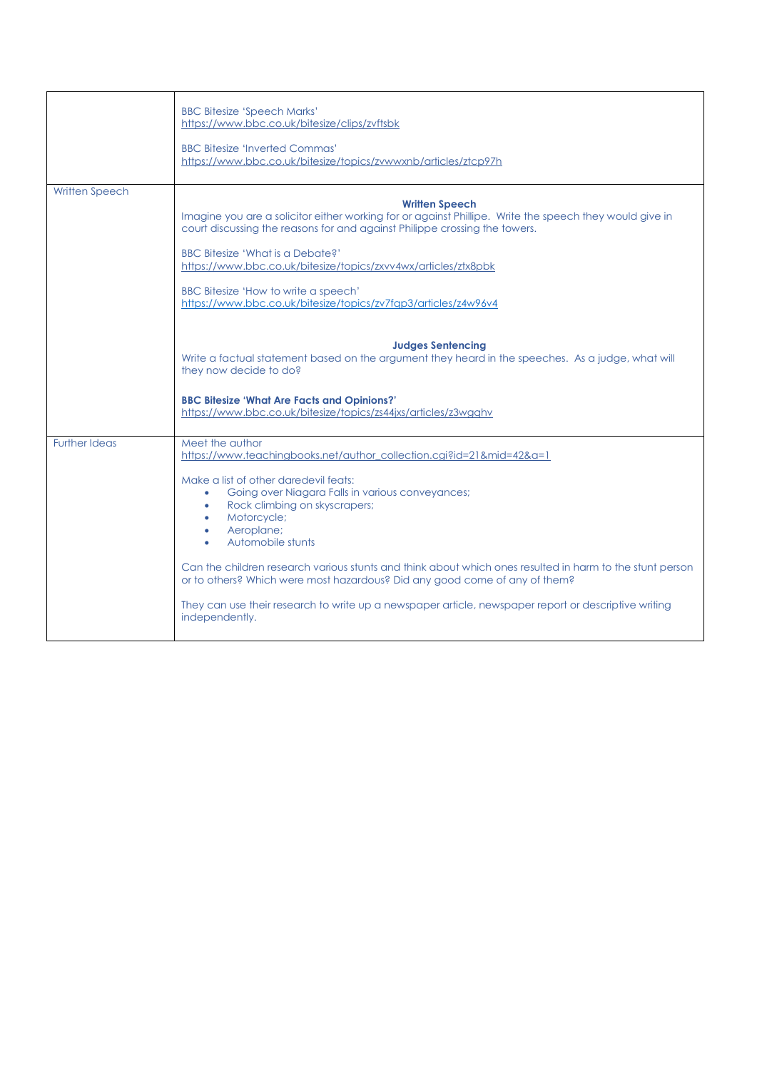| | |
|---|---|
| | BBC Bitesize 'Speech Marks'<br>https://www.bbc.co.uk/bitesize/clips/zvftsbk<br><br>BBC Bitesize 'Inverted Commas'<br>https://www.bbc.co.uk/bitesize/topics/zvwwxnb/articles/ztcp97h |
| Written Speech | **Written Speech**<br>Imagine you are a solicitor either working for or against Phillipe. Write the speech they would give in court discussing the reasons for and against Philippe crossing the towers.<br><br>BBC Bitesize 'What is a Debate?'<br>https://www.bbc.co.uk/bitesize/topics/zxvv4wx/articles/ztx8pbk<br><br>BBC Bitesize 'How to write a speech'<br>https://www.bbc.co.uk/bitesize/topics/zv7fqp3/articles/z4w96v4<br><br>**Judges Sentencing**<br>Write a factual statement based on the argument they heard in the speeches. As a judge, what will they now decide to do?<br><br>**BBC Bitesize 'What Are Facts and Opinions?'**<br>https://www.bbc.co.uk/bitesize/topics/zs44jxs/articles/z3wgqhv |
| Further Ideas | Meet the author<br>https://www.teachingbooks.net/author_collection.cgi?id=21&mid=42&a=1<br><br>Make a list of other daredevil feats:<br>• Going over Niagara Falls in various conveyances;<br>• Rock climbing on skyscrapers;<br>• Motorcycle;<br>• Aeroplane;<br>• Automobile stunts<br><br>Can the children research various stunts and think about which ones resulted in harm to the stunt person or to others? Which were most hazardous? Did any good come of any of them?<br><br>They can use their research to write up a newspaper article, newspaper report or descriptive writing independently. |